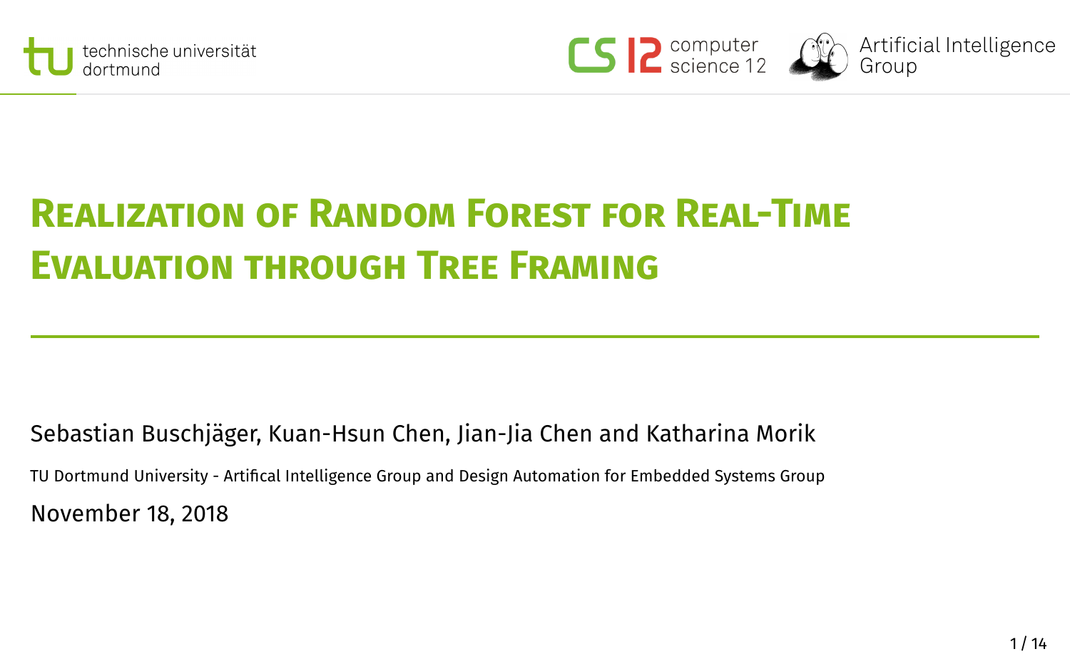# Realization of Random Forest for Real-Time Evaluation through Tree Framing

Sebastian Buschjäger, Kuan-Hsun Chen, Jian-Jia Chen and Katharina Morik

TU Dortmund University - Artifical Intelligence Group and Design Automation for Embedded Systems Group

November 18, 2018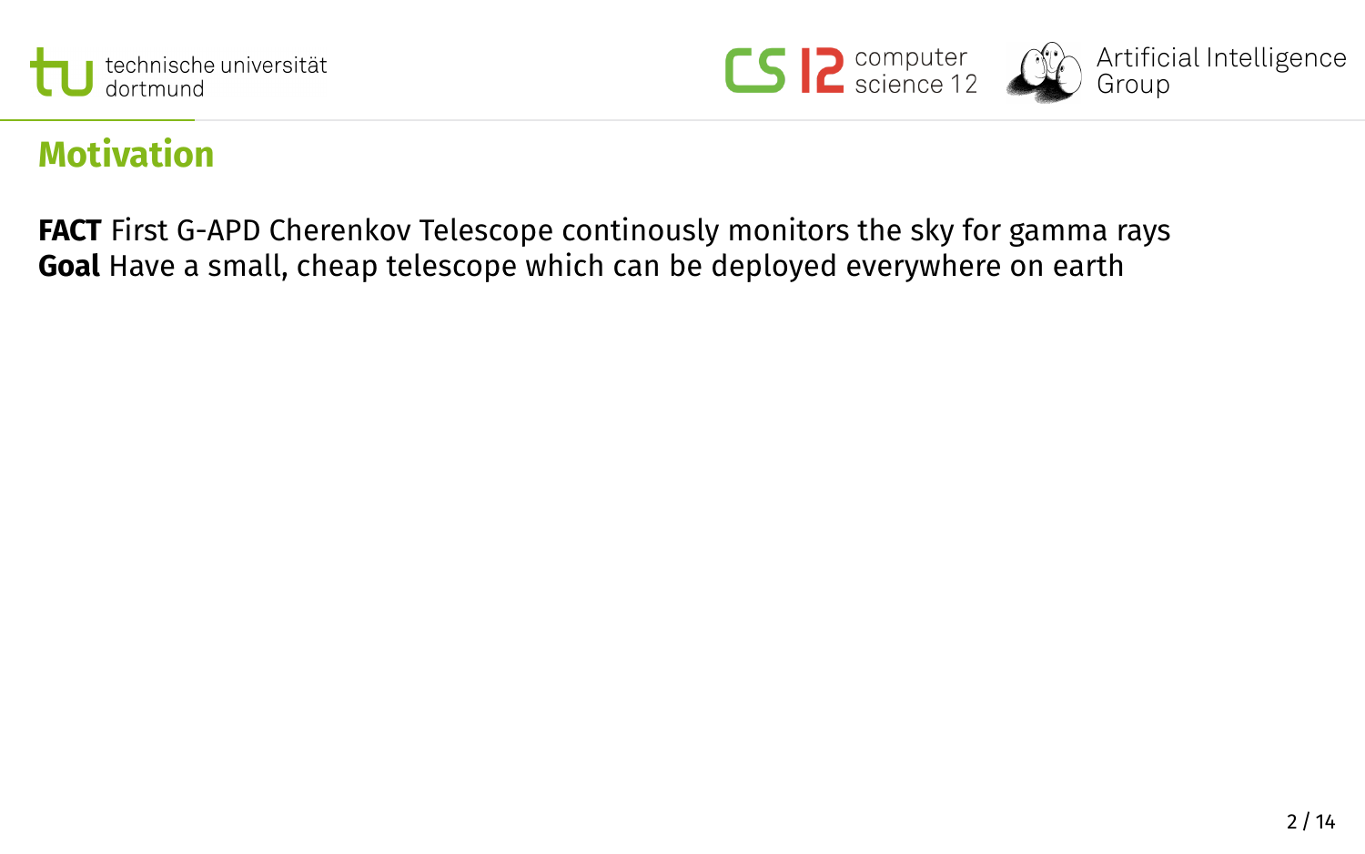## Motivation

**FACT** First G-APD Cherenkov Telescope continously monitors the sky for gamma rays
**Goal** Have a small, cheap telescope which can be deployed everywhere on earth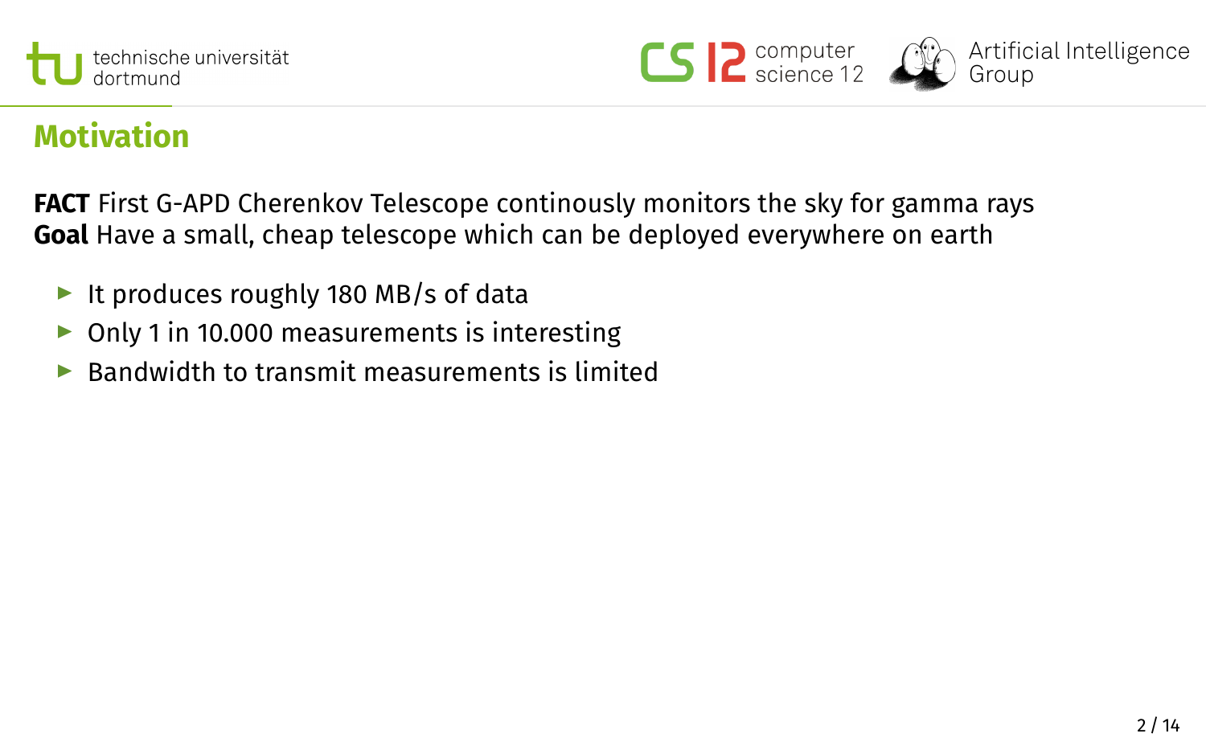## Motivation

**FACT** First G-APD Cherenkov Telescope continously monitors the sky for gamma rays
**Goal** Have a small, cheap telescope which can be deployed everywhere on earth

- It produces roughly 180 MB/s of data
- Only 1 in 10.000 measurements is interesting
- Bandwidth to transmit measurements is limited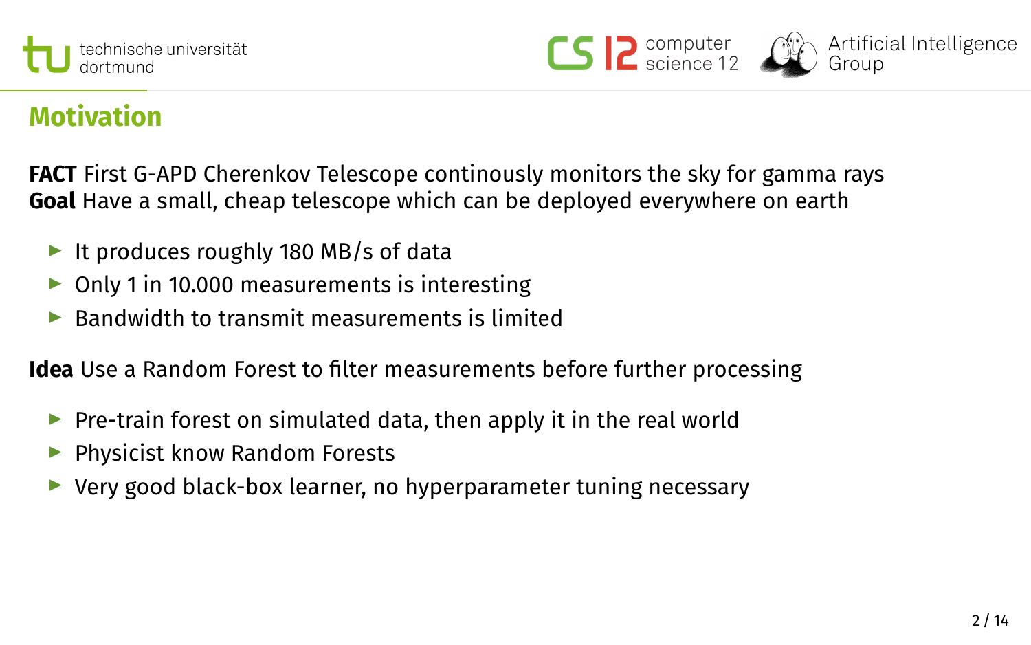## Motivation

**FACT** First G-APD Cherenkov Telescope continously monitors the sky for gamma rays
**Goal** Have a small, cheap telescope which can be deployed everywhere on earth

- It produces roughly 180 MB/s of data
- Only 1 in 10.000 measurements is interesting
- Bandwidth to transmit measurements is limited

**Idea** Use a Random Forest to filter measurements before further processing

- Pre-train forest on simulated data, then apply it in the real world
- Physicist know Random Forests
- Very good black-box learner, no hyperparameter tuning necessary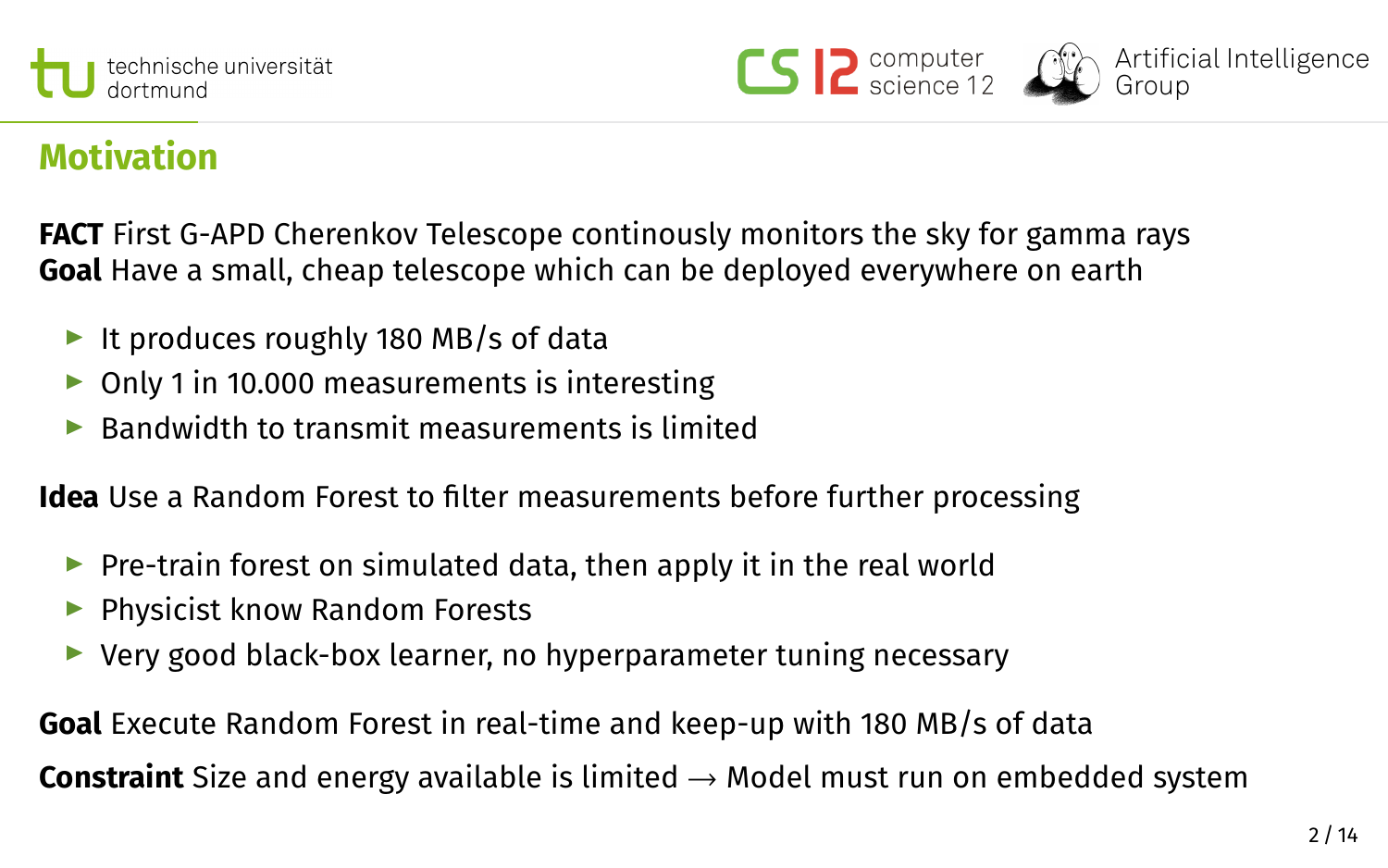## Motivation

**FACT** First G-APD Cherenkov Telescope continously monitors the sky for gamma rays
**Goal** Have a small, cheap telescope which can be deployed everywhere on earth

- It produces roughly 180 MB/s of data
- Only 1 in 10.000 measurements is interesting
- Bandwidth to transmit measurements is limited

**Idea** Use a Random Forest to filter measurements before further processing

- Pre-train forest on simulated data, then apply it in the real world
- Physicist know Random Forests
- Very good black-box learner, no hyperparameter tuning necessary

**Goal** Execute Random Forest in real-time and keep-up with 180 MB/s of data

**Constraint** Size and energy available is limited → Model must run on embedded system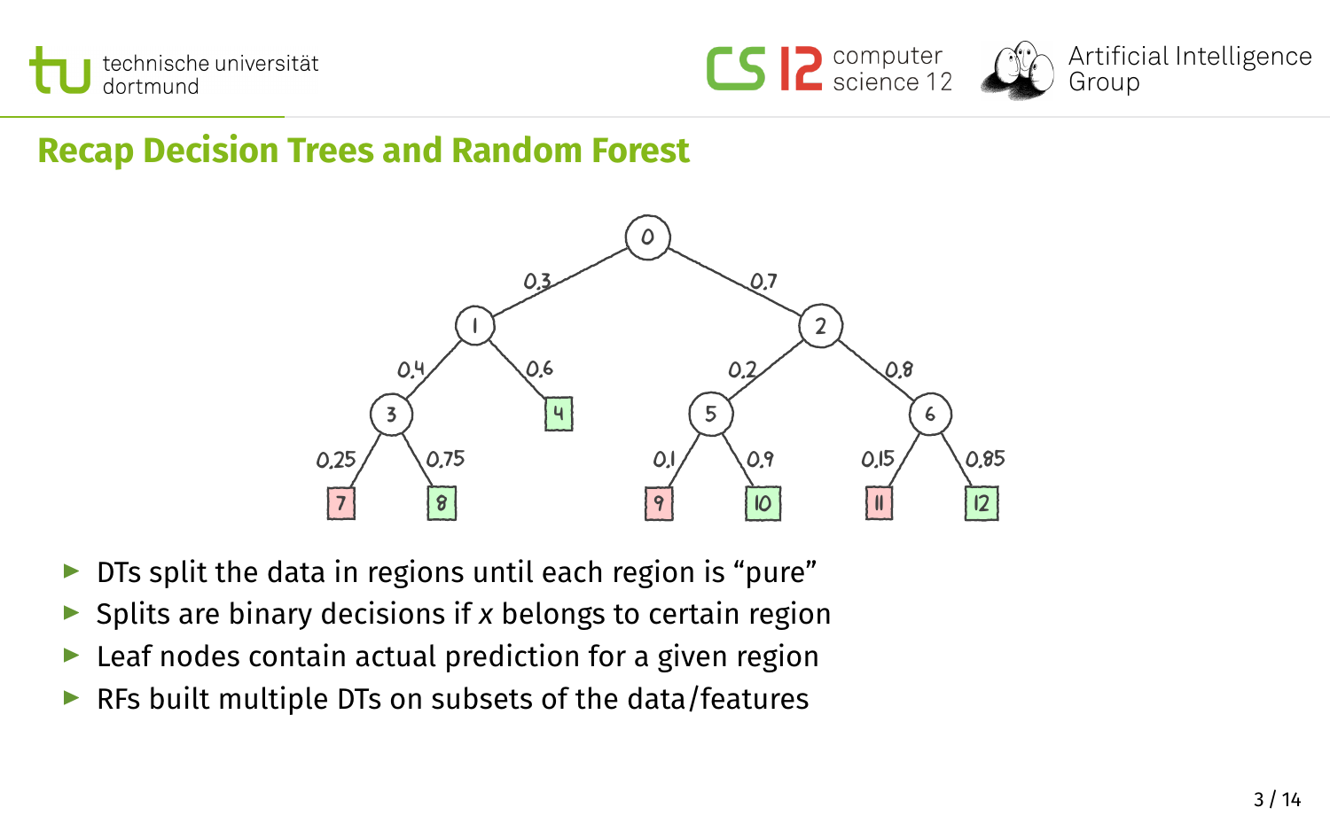## Recap Decision Trees and Random Forest

- DTs split the data in regions until each region is "pure"
- Splits are binary decisions if *x* belongs to certain region
- Leaf nodes contain actual prediction for a given region
- RFs built multiple DTs on subsets of the data/features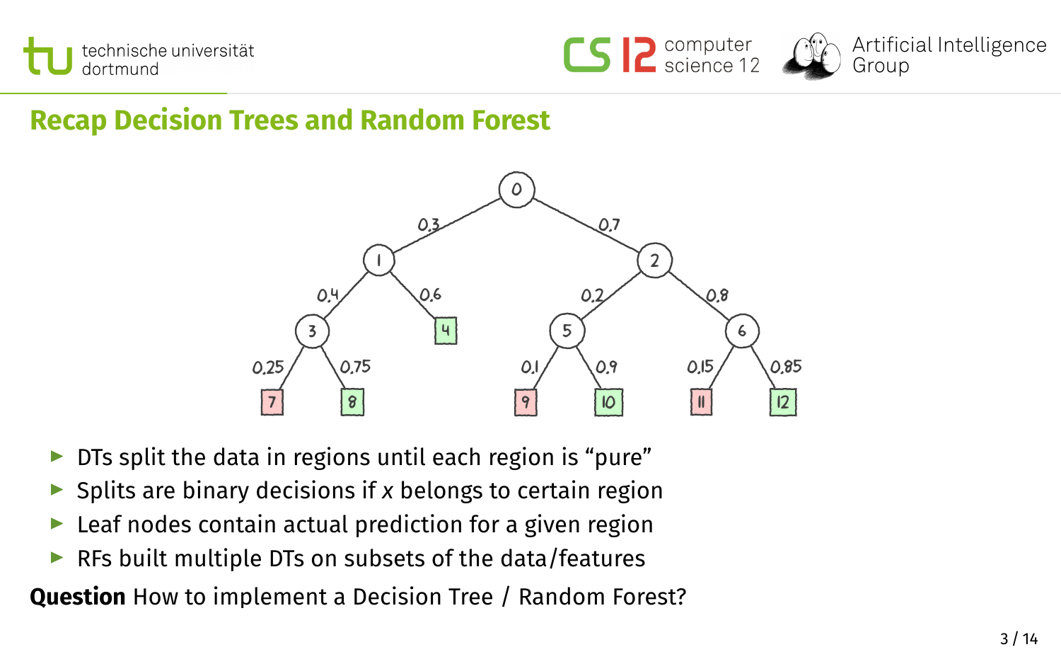## Recap Decision Trees and Random Forest

- DTs split the data in regions until each region is "pure"
- Splits are binary decisions if $x$ belongs to certain region
- Leaf nodes contain actual prediction for a given region
- RFs built multiple DTs on subsets of the data/features

**Question** How to implement a Decision Tree / Random Forest?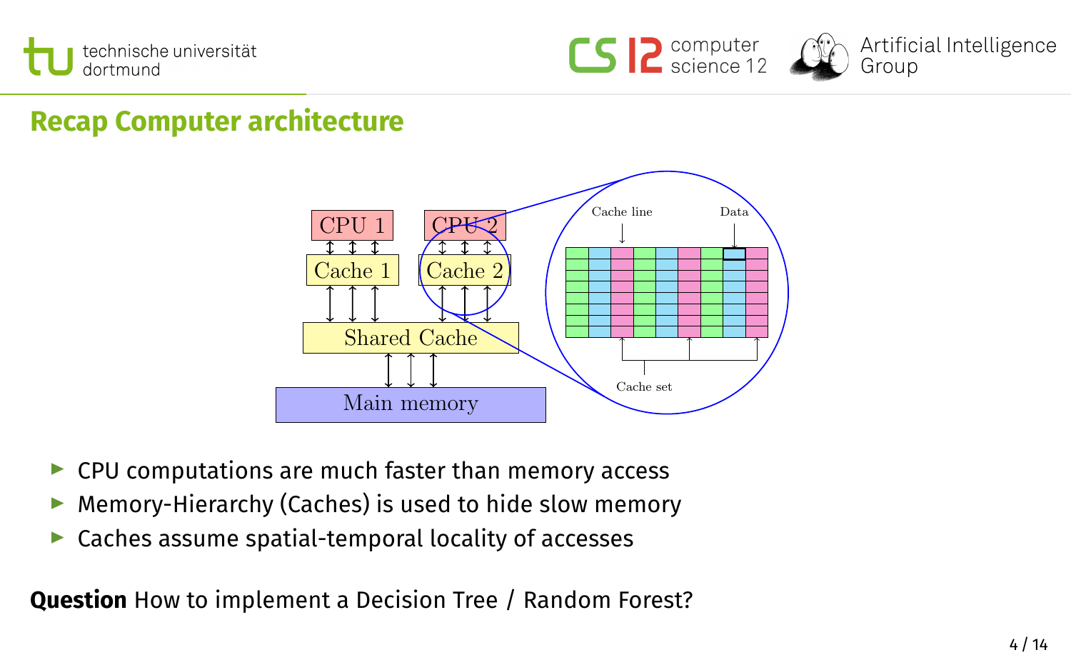## Recap Computer architecture

- CPU computations are much faster than memory access
- Memory-Hierarchy (Caches) is used to hide slow memory
- Caches assume spatial-temporal locality of accesses

**Question** How to implement a Decision Tree / Random Forest?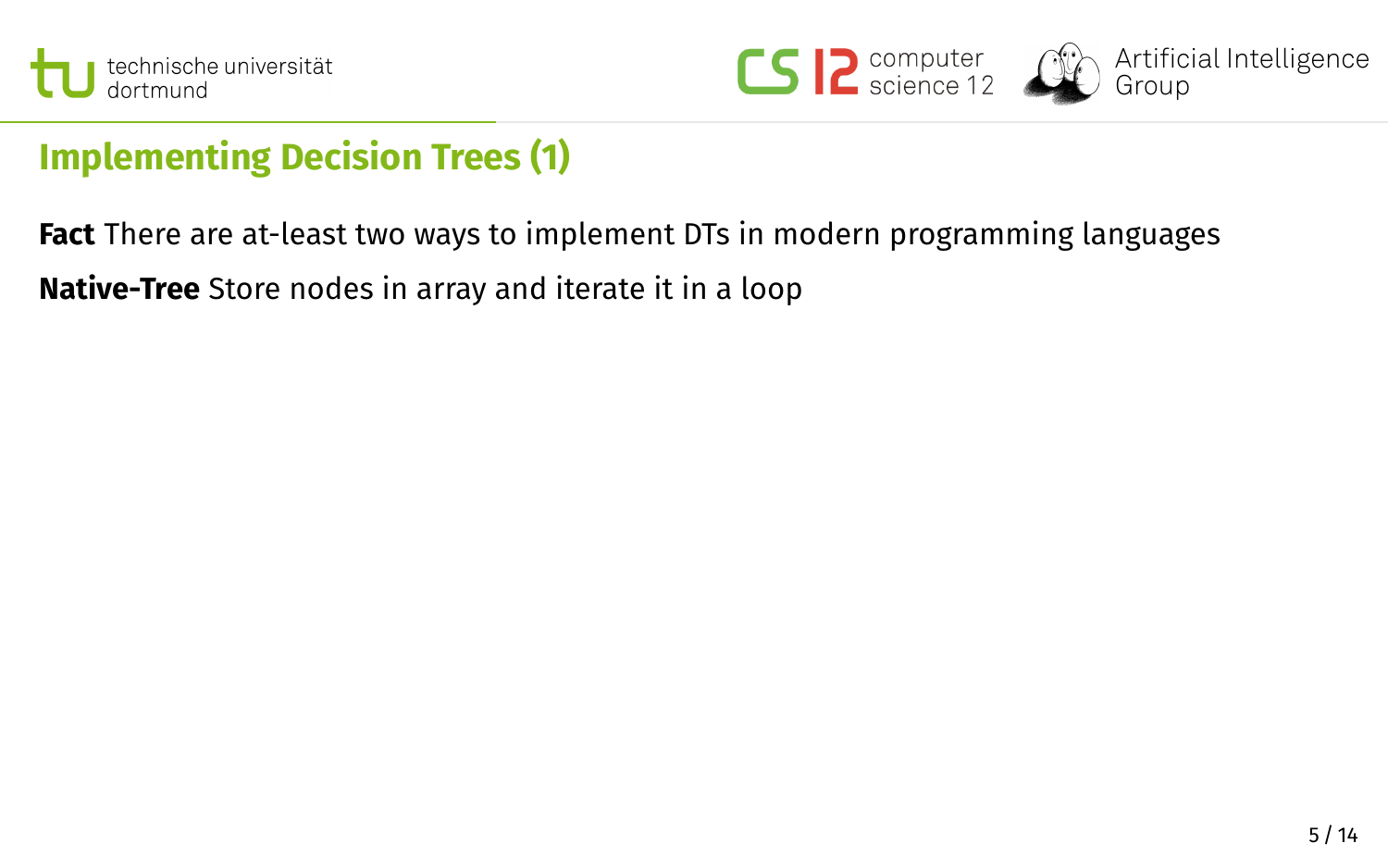## Implementing Decision Trees (1)

**Fact** There are at-least two ways to implement DTs in modern programming languages

**Native-Tree** Store nodes in array and iterate it in a loop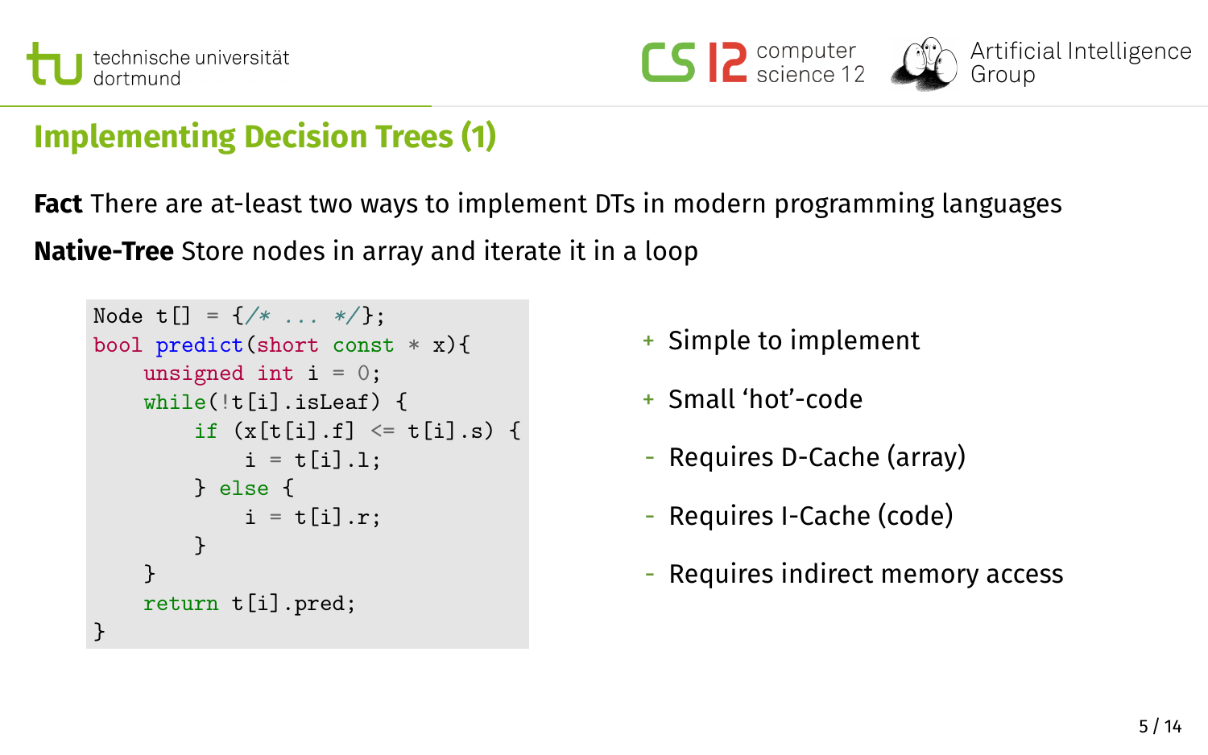## Implementing Decision Trees (1)

**Fact** There are at-least two ways to implement DTs in modern programming languages

**Native-Tree** Store nodes in array and iterate it in a loop

```
Node t[] = {/* ... */};
bool predict(short const * x){
    unsigned int i = 0;
    while(!t[i].isLeaf) {
        if (x[t[i].f] <= t[i].s) {
            i = t[i].l;
        } else {
            i = t[i].r;
        }
    }
    return t[i].pred;
}
```

- + Simple to implement
- + Small 'hot'-code
- - Requires D-Cache (array)
- - Requires I-Cache (code)
- - Requires indirect memory access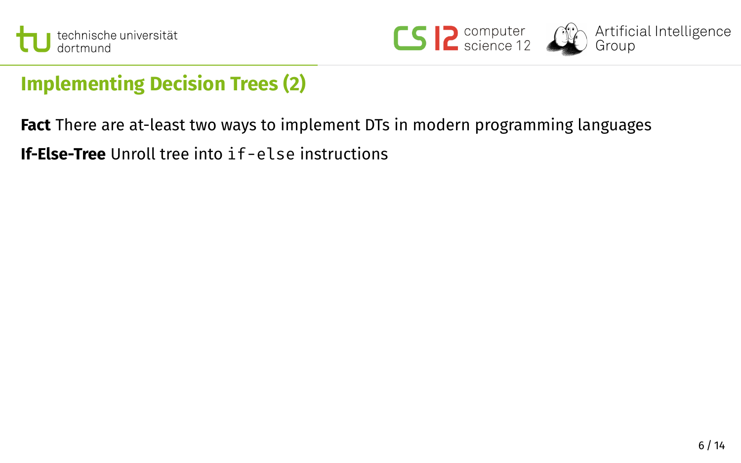## Implementing Decision Trees (2)

**Fact** There are at-least two ways to implement DTs in modern programming languages

**If-Else-Tree** Unroll tree into `if-else` instructions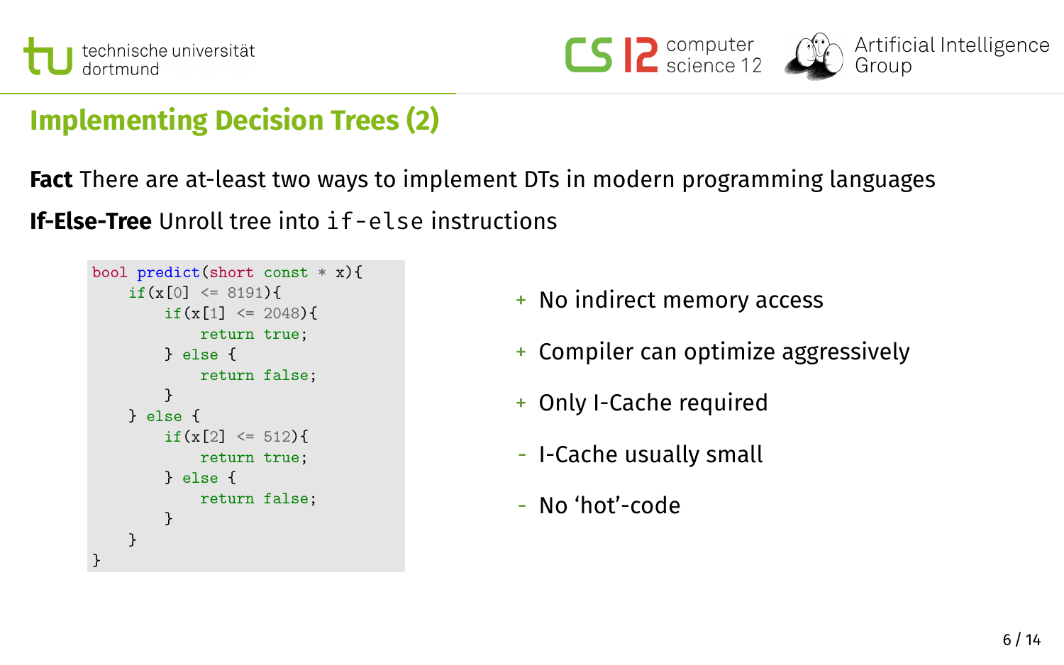## Implementing Decision Trees (2)

**Fact** There are at-least two ways to implement DTs in modern programming languages

**If-Else-Tree** Unroll tree into `if-else` instructions

```
bool predict(short const * x){
    if(x[0] <= 8191){
        if(x[1] <= 2048){
            return true;
        } else {
            return false;
        }
    } else {
        if(x[2] <= 512){
            return true;
        } else {
            return false;
        }
    }
}
```

- \+ No indirect memory access
- \+ Compiler can optimize aggressively
- \+ Only I-Cache required
- \- I-Cache usually small
- \- No 'hot'-code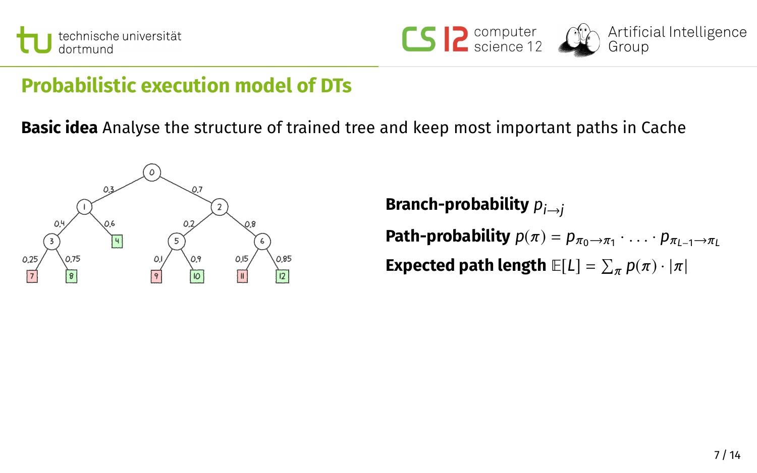## Probabilistic execution model of DTs

**Basic idea** Analyse the structure of trained tree and keep most important paths in Cache

**Branch-probability** $p_{i \to j}$

**Path-probability** $p(\pi) = p_{\pi_0 \to \pi_1} \cdot \ldots \cdot p_{\pi_{L-1} \to \pi_L}$

**Expected path length** $\mathbb{E}[L] = \sum_\pi p(\pi) \cdot |\pi|$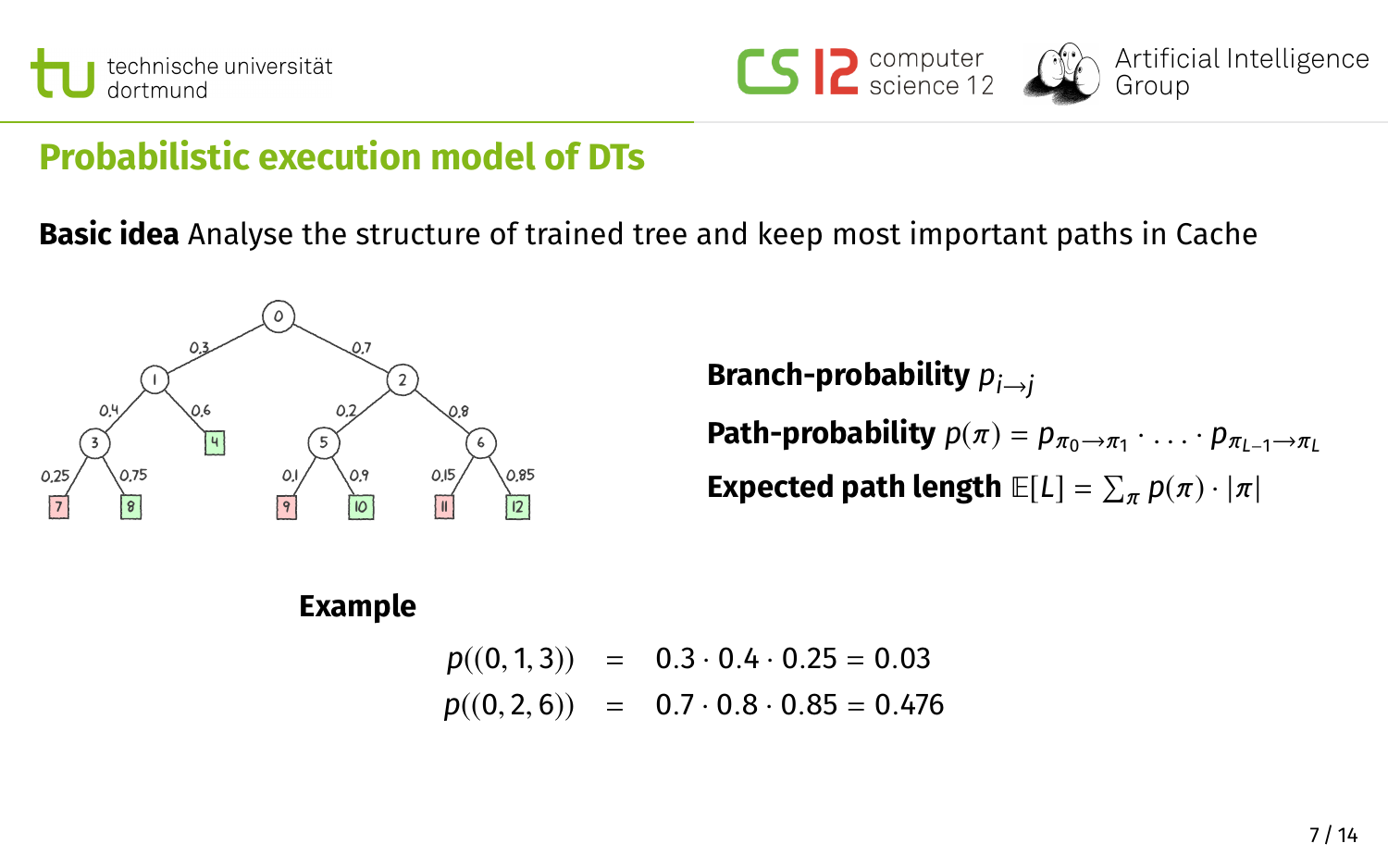## Probabilistic execution model of DTs

**Basic idea** Analyse the structure of trained tree and keep most important paths in Cache

**Branch-probability** $p_{i \to j}$

**Path-probability** $p(\pi) = p_{\pi_0 \to \pi_1} \cdot \ldots \cdot p_{\pi_{L-1} \to \pi_L}$

**Expected path length** $\mathbb{E}[L] = \sum_\pi p(\pi) \cdot |\pi|$

**Example**

$$
\begin{aligned}
p((0,1,3)) &= 0.3 \cdot 0.4 \cdot 0.25 = 0.03 \\
p((0,2,6)) &= 0.7 \cdot 0.8 \cdot 0.85 = 0.476
\end{aligned}
$$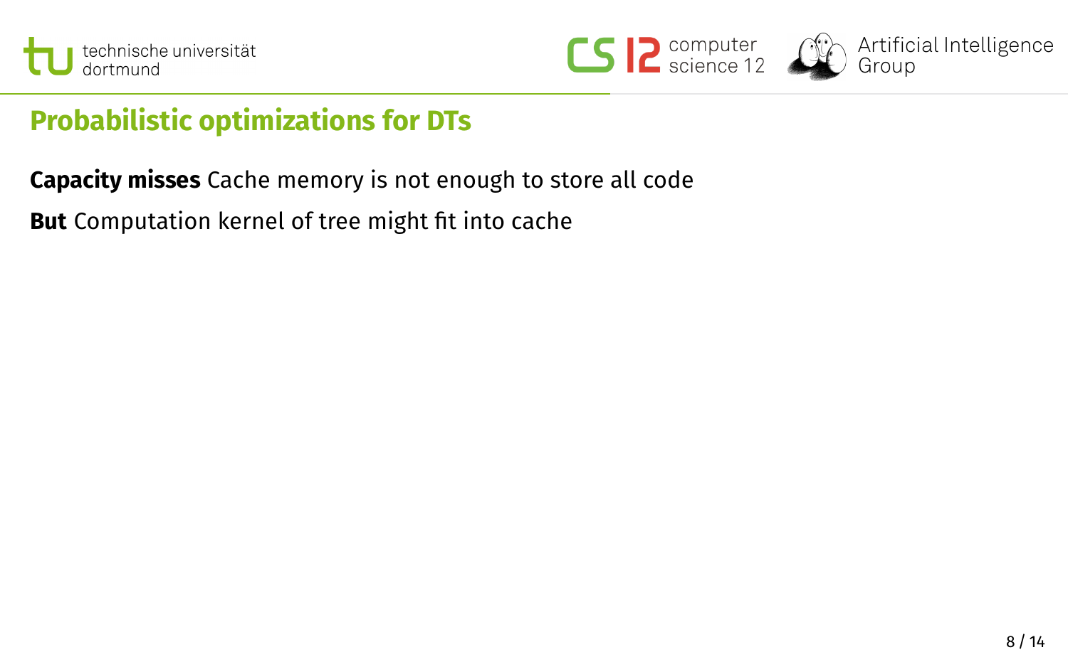## Probabilistic optimizations for DTs

**Capacity misses** Cache memory is not enough to store all code

**But** Computation kernel of tree might fit into cache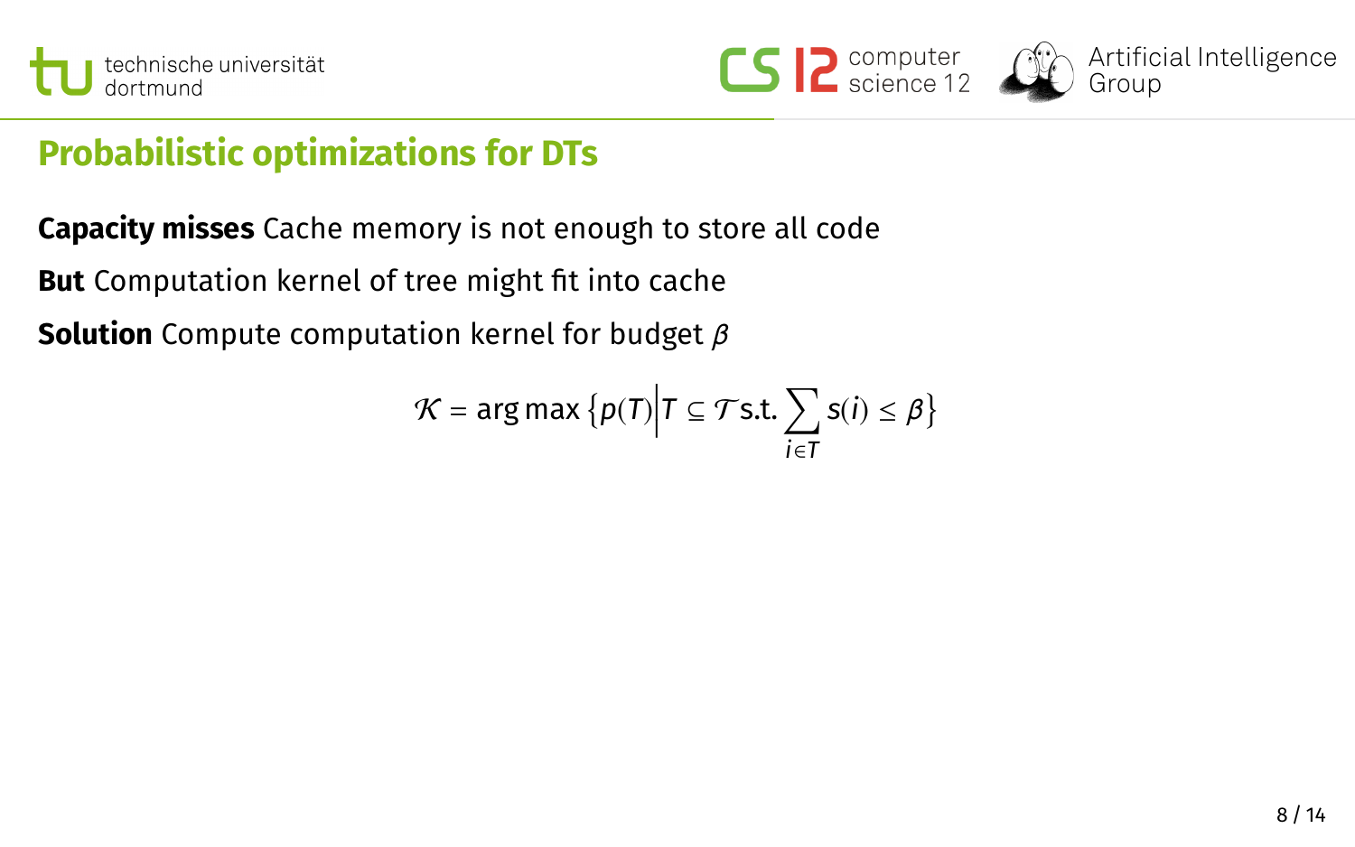## Probabilistic optimizations for DTs

**Capacity misses** Cache memory is not enough to store all code

**But** Computation kernel of tree might fit into cache

**Solution** Compute computation kernel for budget $\beta$

$$\mathcal{K} = \arg\max \left\{ p(T) \middle| T \subseteq \mathcal{T} \text{ s.t. } \sum_{i \in T} s(i) \leq \beta \right\}$$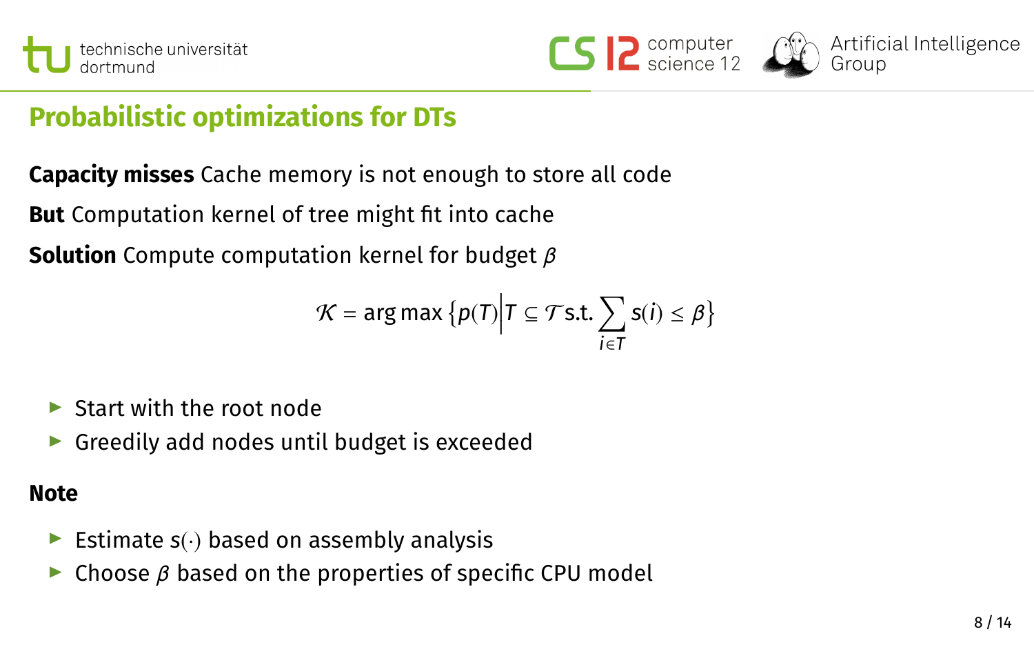## Probabilistic optimizations for DTs

**Capacity misses** Cache memory is not enough to store all code

**But** Computation kernel of tree might fit into cache

**Solution** Compute computation kernel for budget $\beta$

$$\mathcal{K} = \arg\max \left\{ p(T) \middle| T \subseteq \mathcal{T} \text{ s.t. } \sum_{i \in T} s(i) \leq \beta \right\}$$

- Start with the root node
- Greedily add nodes until budget is exceeded

**Note**

- Estimate $s(\cdot)$ based on assembly analysis
- Choose $\beta$ based on the properties of specific CPU model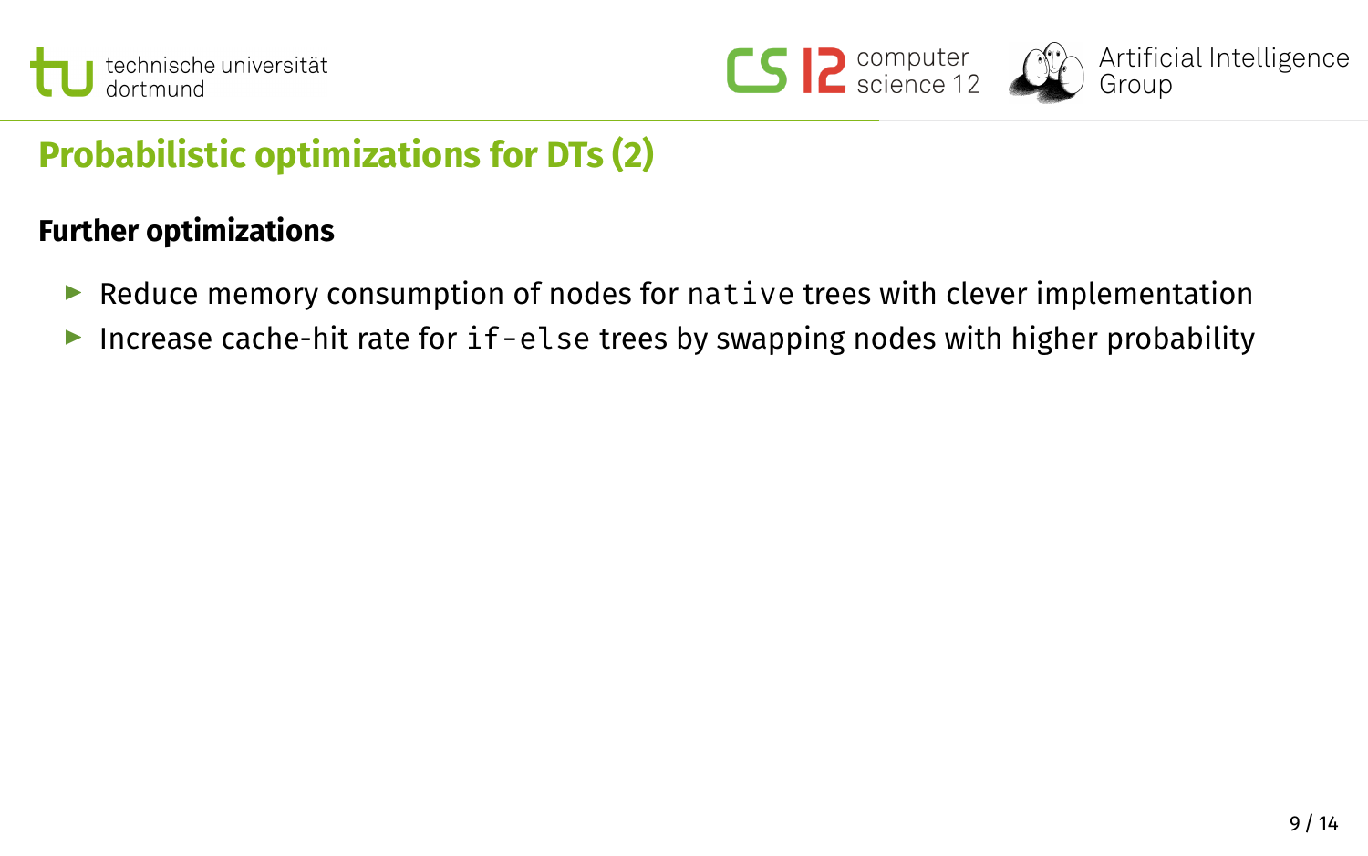# Probabilistic optimizations for DTs (2)

## Further optimizations

- Reduce memory consumption of nodes for `native` trees with clever implementation
- Increase cache-hit rate for `if-else` trees by swapping nodes with higher probability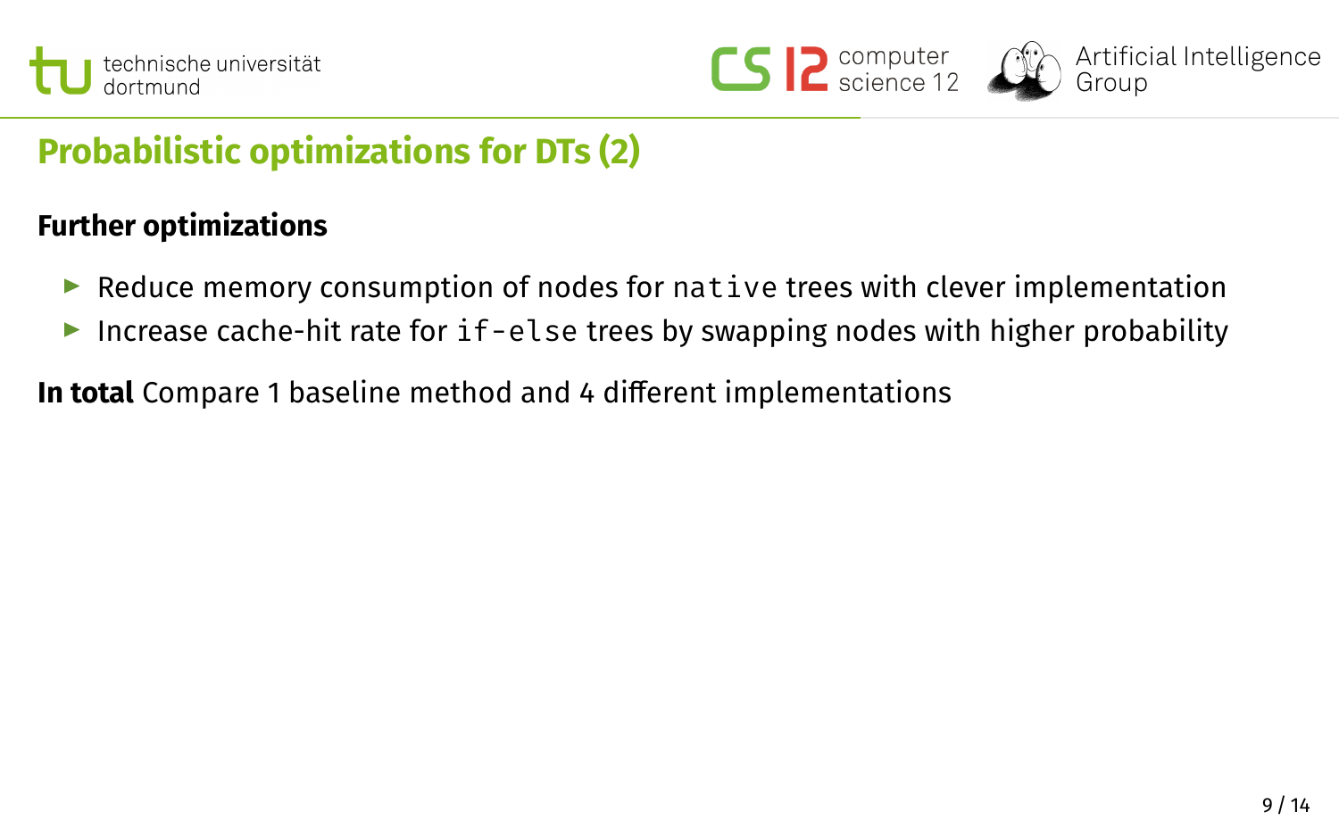# Probabilistic optimizations for DTs (2)

**Further optimizations**

- Reduce memory consumption of nodes for `native` trees with clever implementation
- Increase cache-hit rate for `if-else` trees by swapping nodes with higher probability

**In total** Compare 1 baseline method and 4 different implementations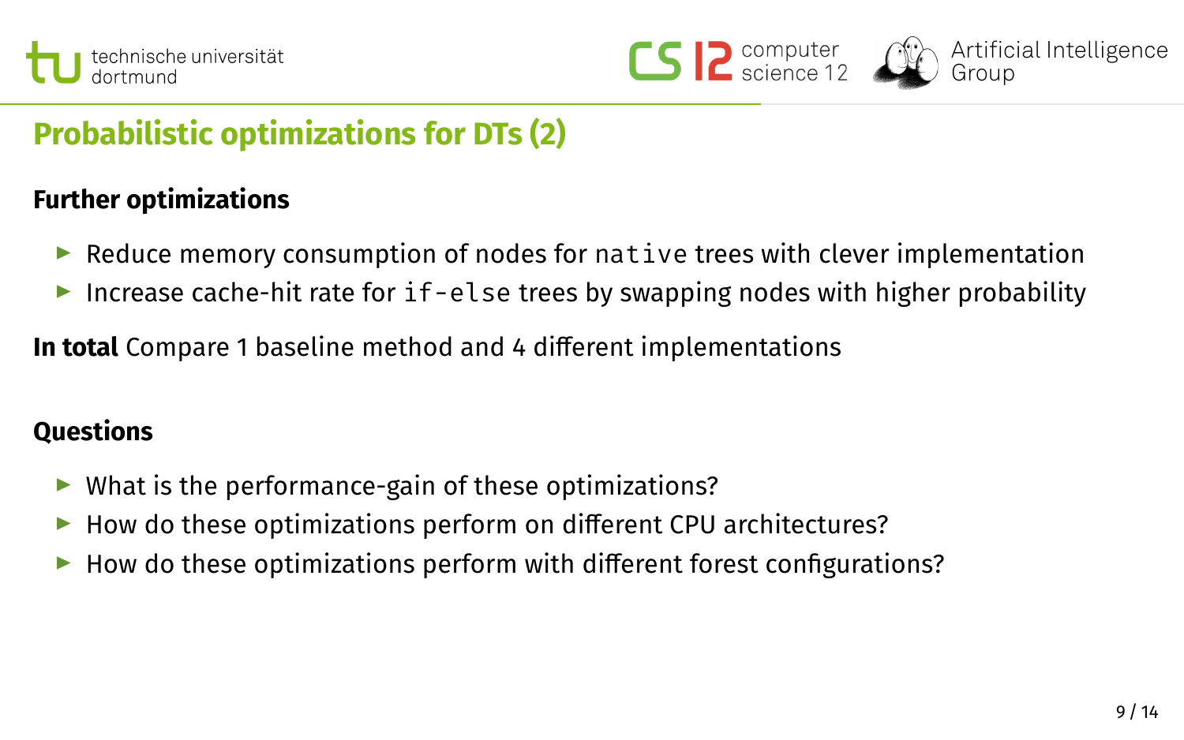# Probabilistic optimizations for DTs (2)

**Further optimizations**

- Reduce memory consumption of nodes for `native` trees with clever implementation
- Increase cache-hit rate for `if-else` trees by swapping nodes with higher probability

**In total** Compare 1 baseline method and 4 different implementations

**Questions**

- What is the performance-gain of these optimizations?
- How do these optimizations perform on different CPU architectures?
- How do these optimizations perform with different forest configurations?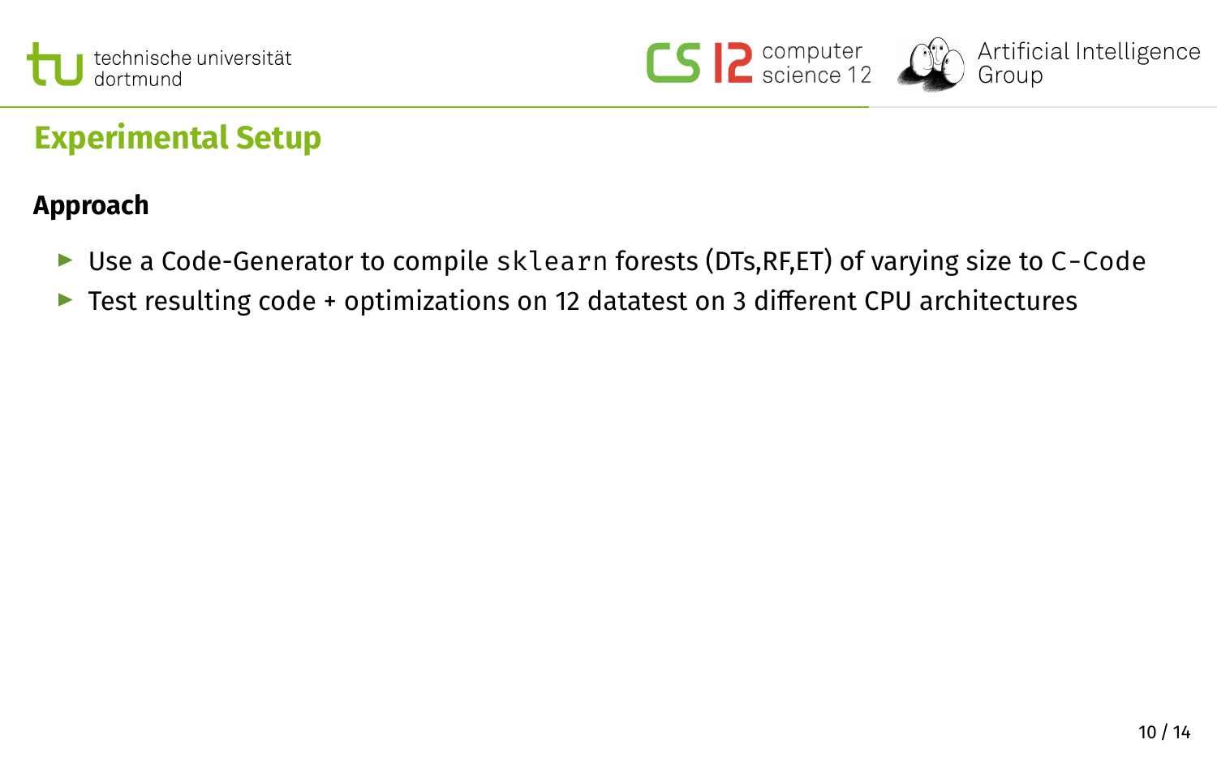# Experimental Setup

## Approach

- Use a Code-Generator to compile `sklearn` forests (DTs,RF,ET) of varying size to `C-Code`
- Test resulting code + optimizations on 12 datatest on 3 different CPU architectures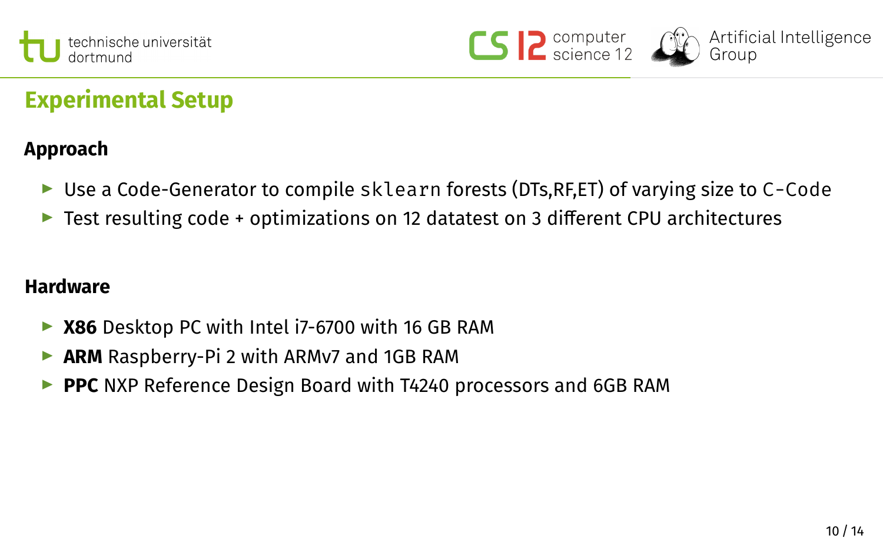# Experimental Setup

## Approach

- Use a Code-Generator to compile `sklearn` forests (DTs,RF,ET) of varying size to `C-Code`
- Test resulting code + optimizations on 12 datatest on 3 different CPU architectures

## Hardware

- **X86** Desktop PC with Intel i7-6700 with 16 GB RAM
- **ARM** Raspberry-Pi 2 with ARMv7 and 1GB RAM
- **PPC** NXP Reference Design Board with T4240 processors and 6GB RAM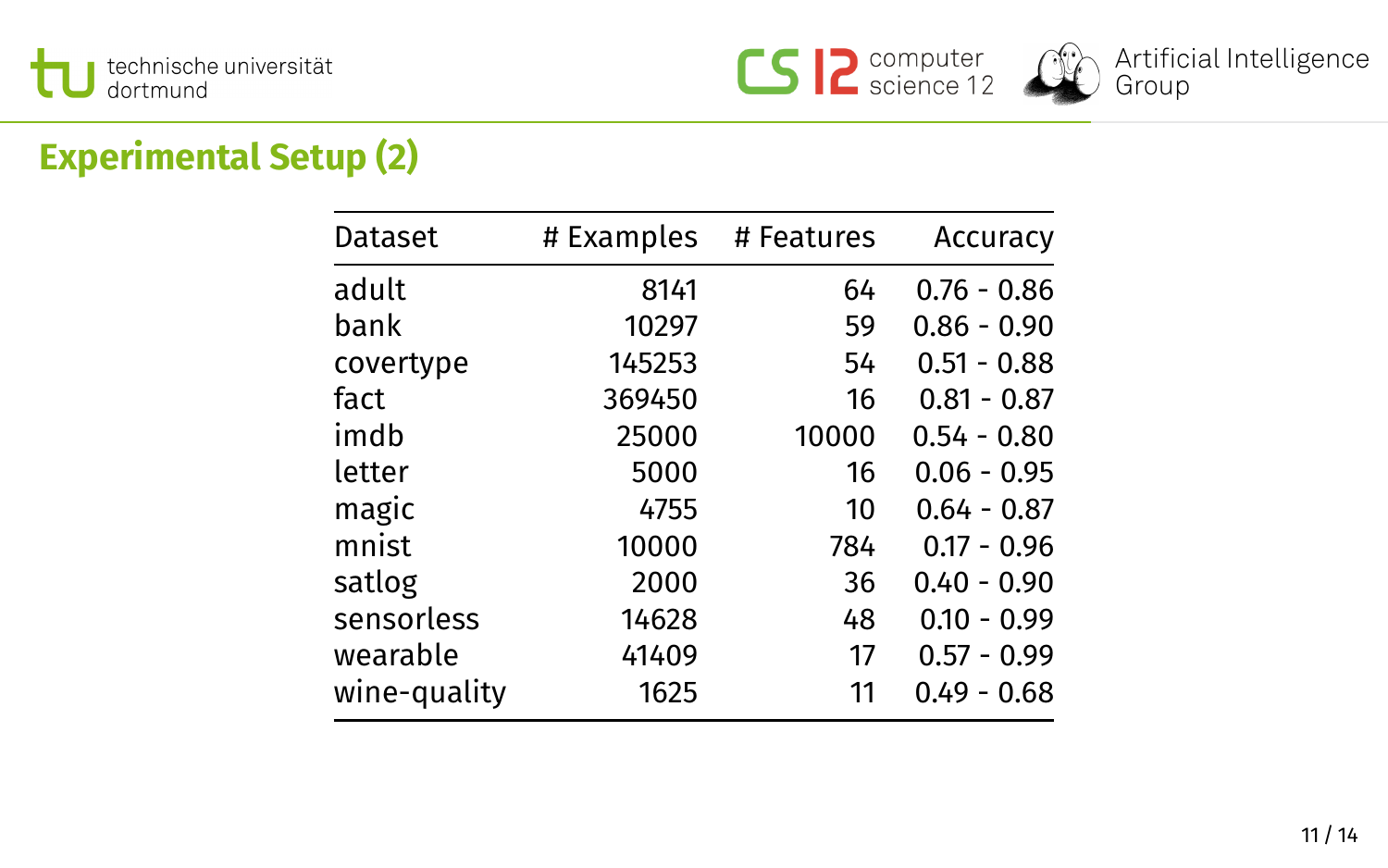## Experimental Setup (2)

| Dataset | # Examples | # Features | Accuracy |
|---|---:|---:|---:|
| adult | 8141 | 64 | 0.76 - 0.86 |
| bank | 10297 | 59 | 0.86 - 0.90 |
| covertype | 145253 | 54 | 0.51 - 0.88 |
| fact | 369450 | 16 | 0.81 - 0.87 |
| imdb | 25000 | 10000 | 0.54 - 0.80 |
| letter | 5000 | 16 | 0.06 - 0.95 |
| magic | 4755 | 10 | 0.64 - 0.87 |
| mnist | 10000 | 784 | 0.17 - 0.96 |
| satlog | 2000 | 36 | 0.40 - 0.90 |
| sensorless | 14628 | 48 | 0.10 - 0.99 |
| wearable | 41409 | 17 | 0.57 - 0.99 |
| wine-quality | 1625 | 11 | 0.49 - 0.68 |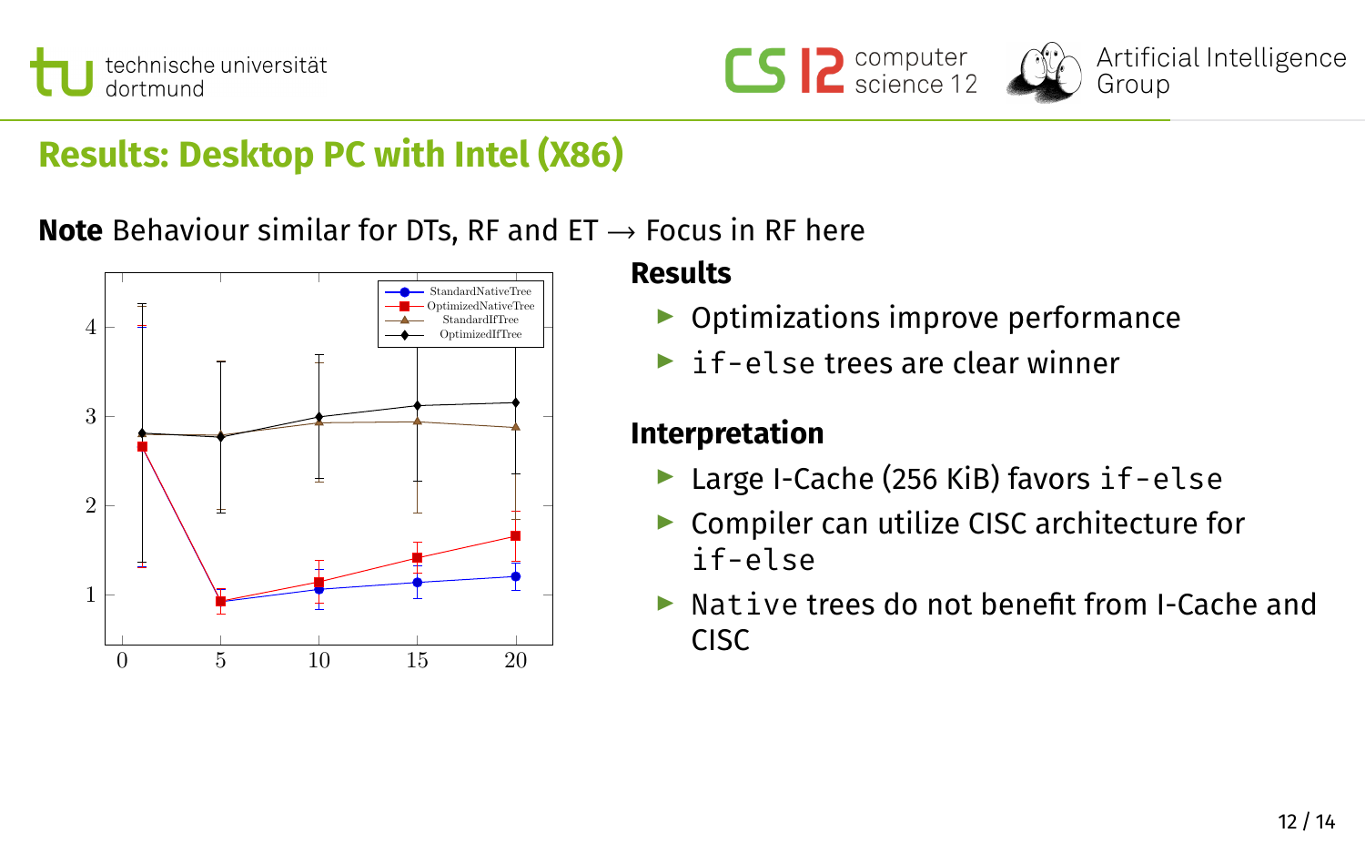## Results: Desktop PC with Intel (X86)

**Note** Behaviour similar for DTs, RF and ET → Focus in RF here

### Results

- Optimizations improve performance
- `if-else` trees are clear winner

### Interpretation

- Large I-Cache (256 KiB) favors `if-else`
- Compiler can utilize CISC architecture for `if-else`
- `Native` trees do not benefit from I-Cache and CISC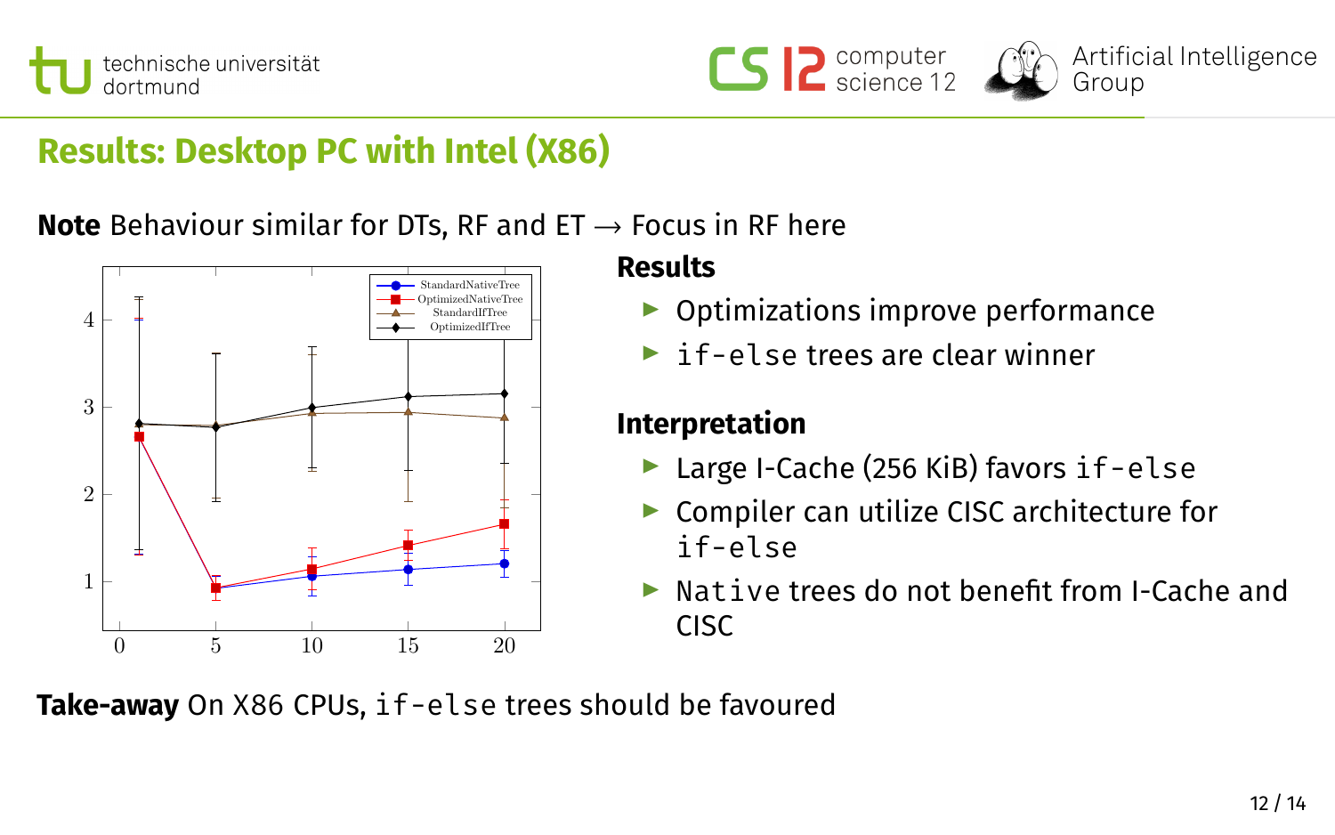## Results: Desktop PC with Intel (X86)

**Note** Behaviour similar for DTs, RF and ET → Focus in RF here

**Results**

- Optimizations improve performance
- `if-else` trees are clear winner

**Interpretation**

- Large I-Cache (256 KiB) favors `if-else`
- Compiler can utilize CISC architecture for `if-else`
- `Native` trees do not benefit from I-Cache and CISC

**Take-away** On X86 CPUs, `if-else` trees should be favoured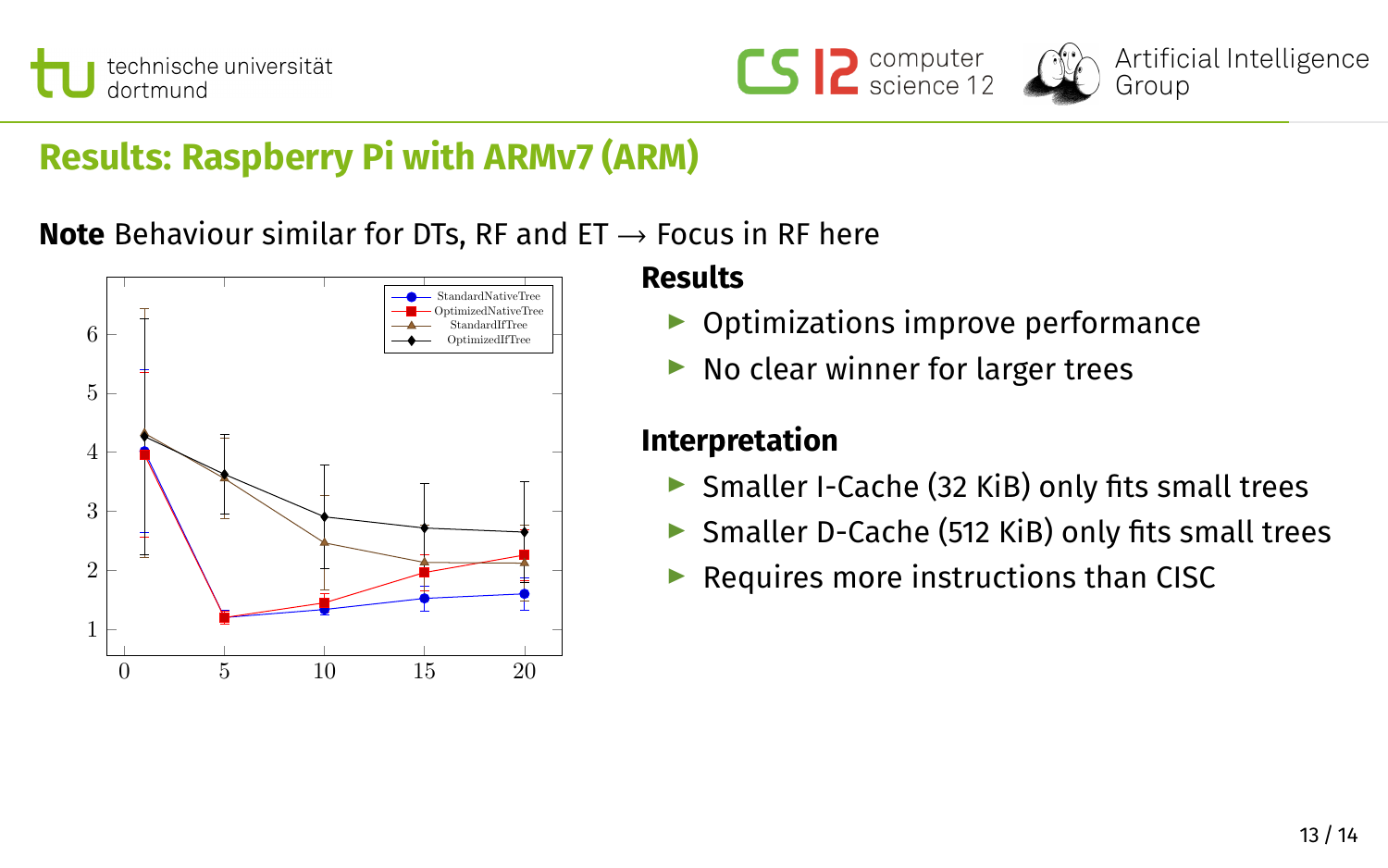## Results: Raspberry Pi with ARMv7 (ARM)

**Note** Behaviour similar for DTs, RF and ET → Focus in RF here

**Results**

- Optimizations improve performance
- No clear winner for larger trees

**Interpretation**

- Smaller I-Cache (32 KiB) only fits small trees
- Smaller D-Cache (512 KiB) only fits small trees
- Requires more instructions than CISC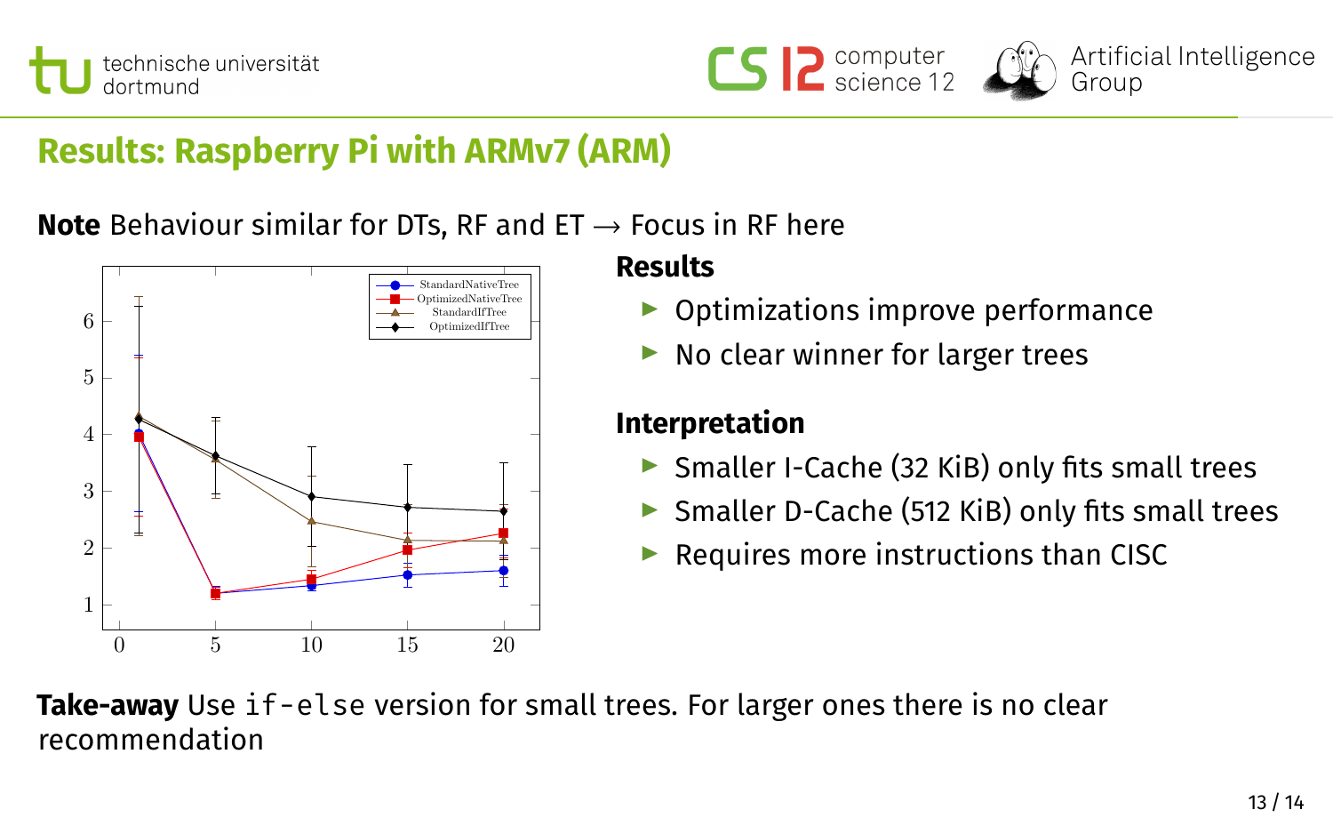## Results: Raspberry Pi with ARMv7 (ARM)

**Note** Behaviour similar for DTs, RF and ET → Focus in RF here

**Results**

- Optimizations improve performance
- No clear winner for larger trees

**Interpretation**

- Smaller I-Cache (32 KiB) only fits small trees
- Smaller D-Cache (512 KiB) only fits small trees
- Requires more instructions than CISC

**Take-away** Use `if-else` version for small trees. For larger ones there is no clear recommendation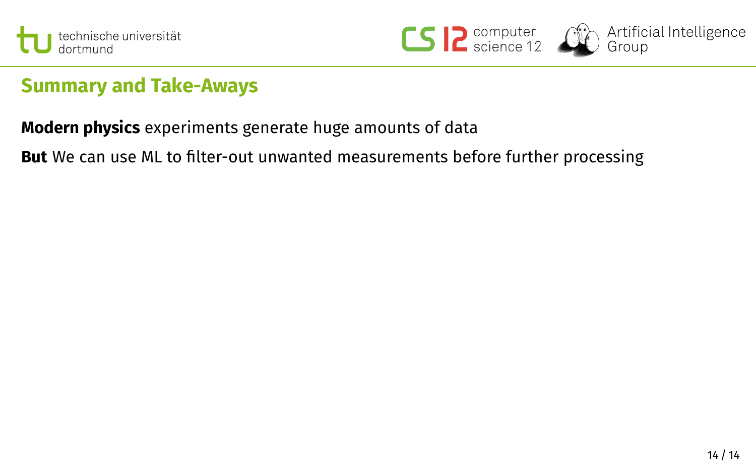## Summary and Take-Aways

**Modern physics** experiments generate huge amounts of data

**But** We can use ML to filter-out unwanted measurements before further processing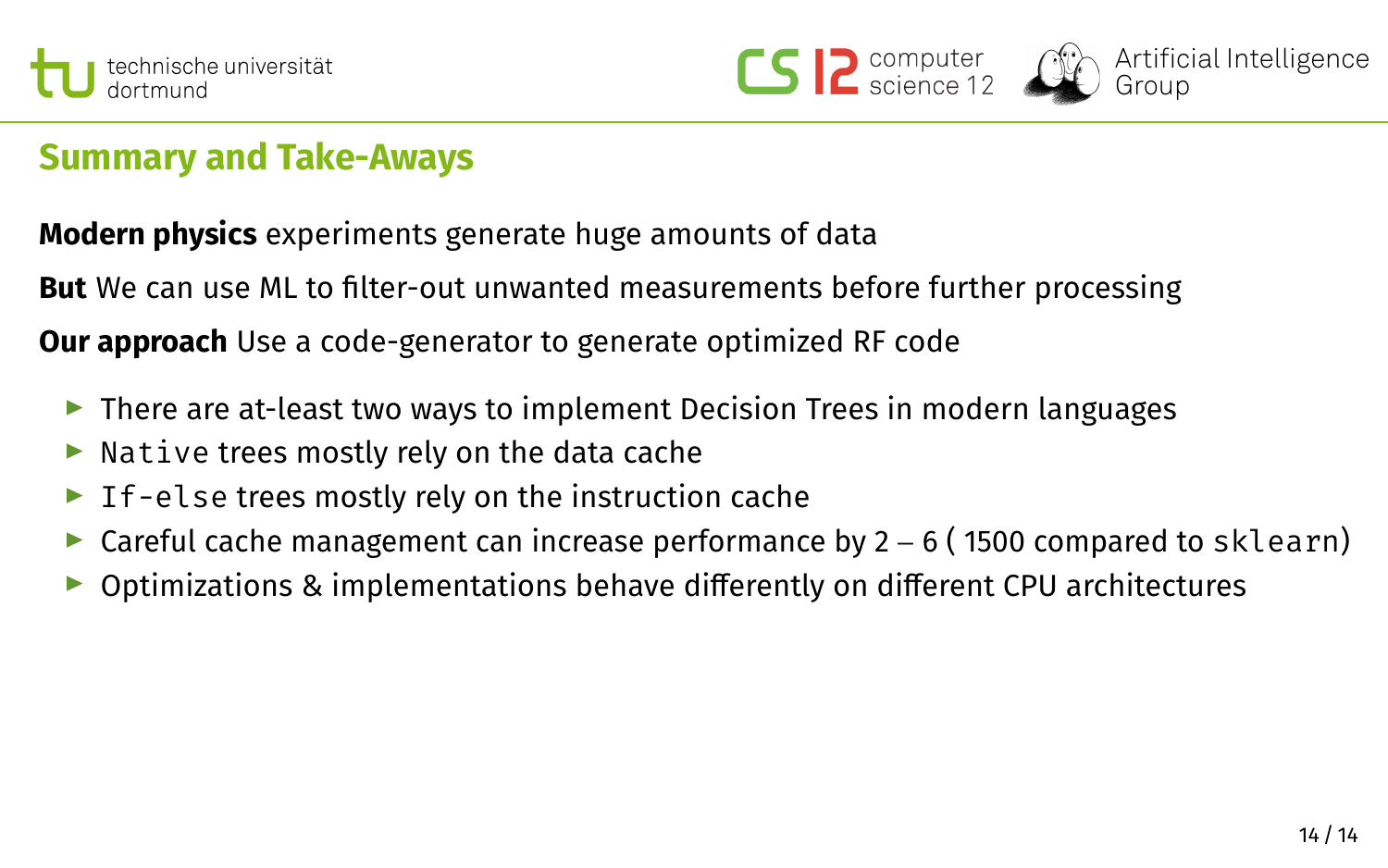## Summary and Take-Aways

**Modern physics** experiments generate huge amounts of data

**But** We can use ML to filter-out unwanted measurements before further processing

**Our approach** Use a code-generator to generate optimized RF code

- There are at-least two ways to implement Decision Trees in modern languages
- `Native` trees mostly rely on the data cache
- `If-else` trees mostly rely on the instruction cache
- Careful cache management can increase performance by $2-6$ ( 1500 compared to `sklearn`)
- Optimizations & implementations behave differently on different CPU architectures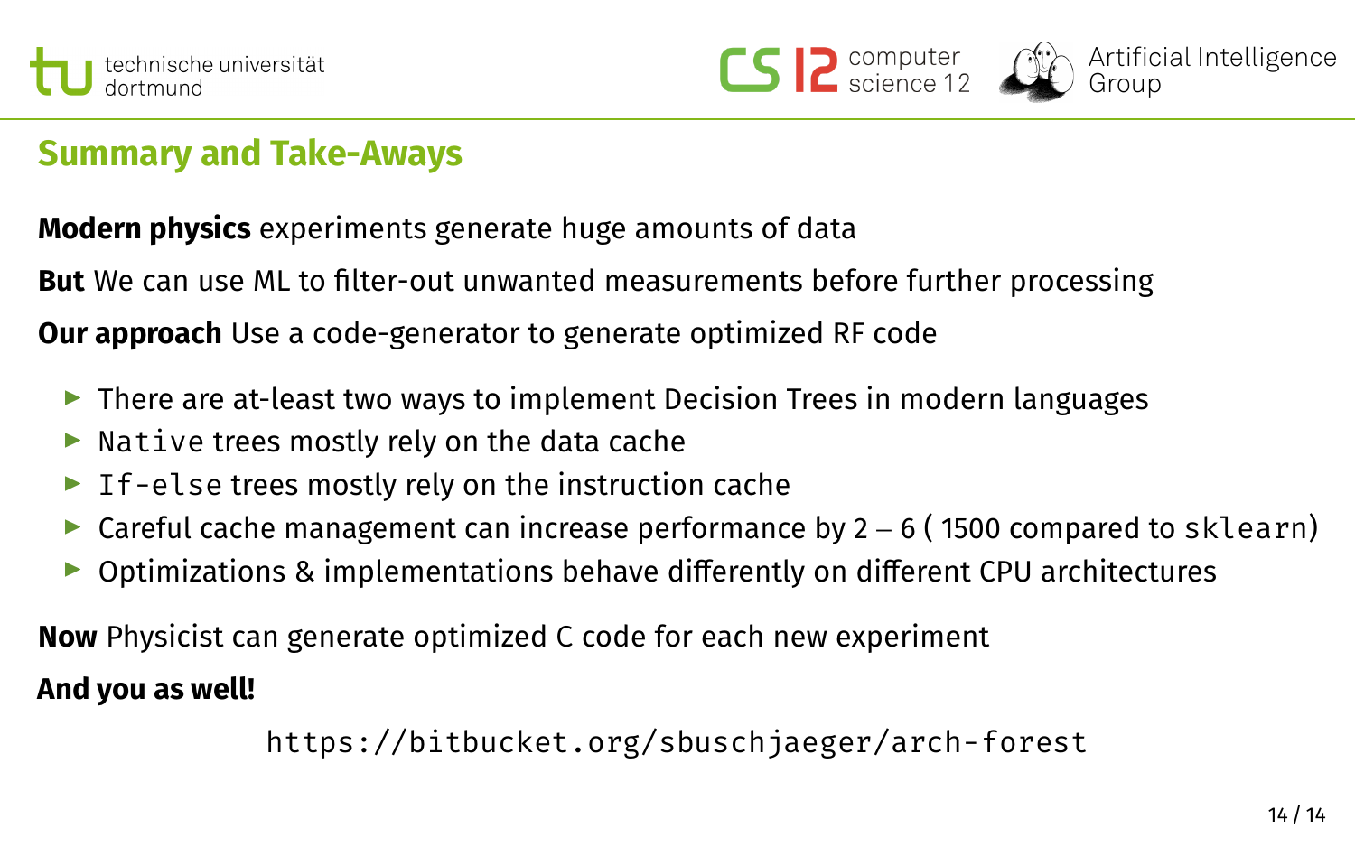## Summary and Take-Aways

**Modern physics** experiments generate huge amounts of data

**But** We can use ML to filter-out unwanted measurements before further processing

**Our approach** Use a code-generator to generate optimized RF code

- There are at-least two ways to implement Decision Trees in modern languages
- `Native` trees mostly rely on the data cache
- `If-else` trees mostly rely on the instruction cache
- Careful cache management can increase performance by 2 – 6 ( 1500 compared to `sklearn`)
- Optimizations & implementations behave differently on different CPU architectures

**Now** Physicist can generate optimized C code for each new experiment

**And you as well!**

`https://bitbucket.org/sbuschjaeger/arch-forest`